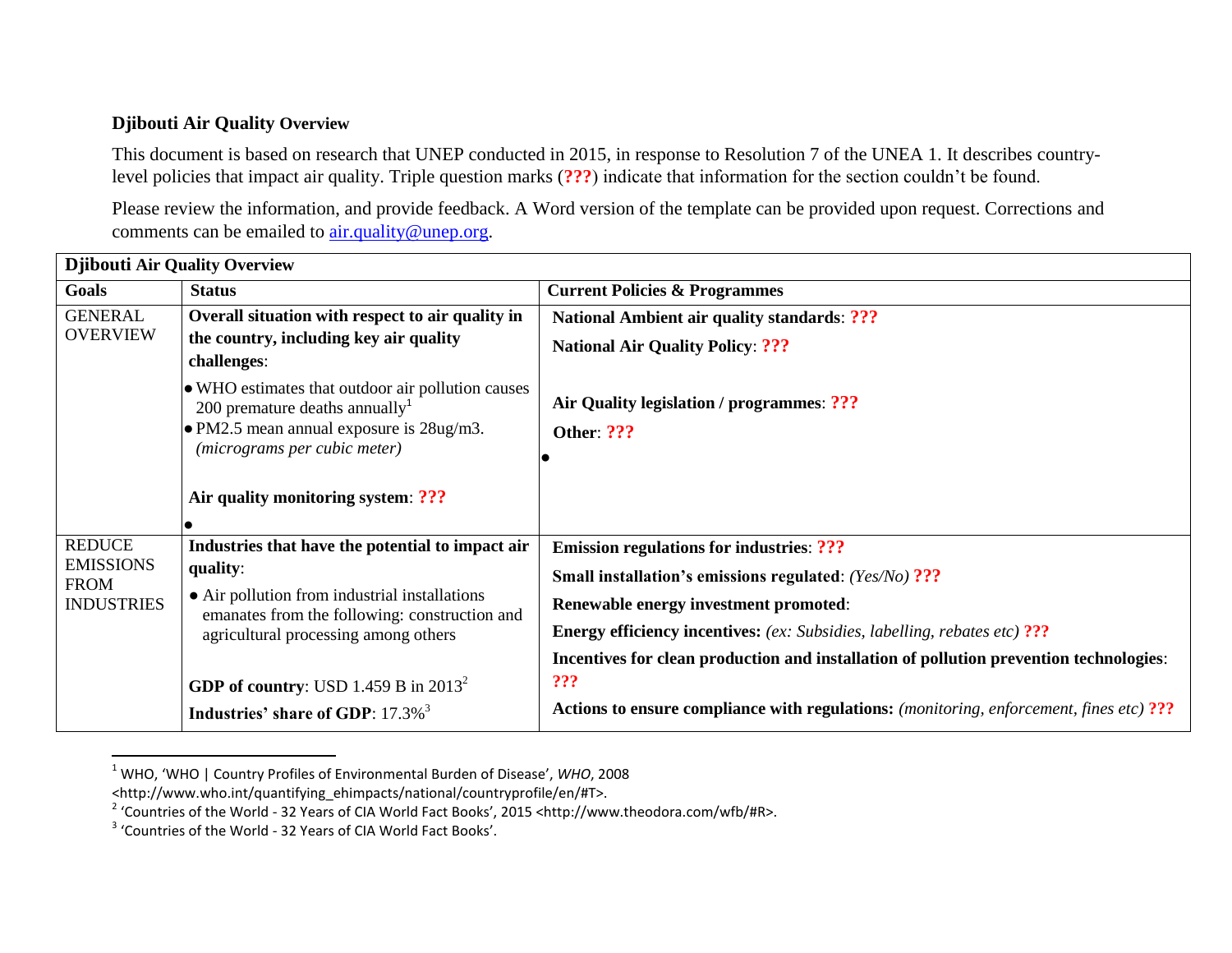**Djibouti Air Quality Overview**

This document is based on research that UNEP conducted in 2015, in response to Resolution 7 of the UNEA 1. It describes country-level policies that impact air quality. Triple question marks (**???**) indicate that information for the section couldn't be found.

Please review the information, and provide feedback. A Word version of the template can be provided upon request. Corrections and comments can be emailed to [air.quality@unep.org](mailto:air.quality@unep.org).

| **Djibouti Air Quality Overview** | | |
|---|---|---|
| **Goals** | **Status** | **Current Policies & Programmes** |
| GENERAL OVERVIEW | **Overall situation with respect to air quality in the country, including key air quality challenges**:<br>• WHO estimates that outdoor air pollution causes 200 premature deaths annually[1]<br>• PM2.5 mean annual exposure is 28ug/m3. *(micrograms per cubic meter)*<br><br>**Air quality monitoring system**: **???**<br>• | **National Ambient air quality standards**: **???**<br>**National Air Quality Policy**: **???**<br><br>**Air Quality legislation / programmes**: **???**<br>**Other**: **???**<br>• |
| REDUCE EMISSIONS FROM INDUSTRIES | **Industries that have the potential to impact air quality**:<br>• Air pollution from industrial installations emanates from the following: construction and agricultural processing among others<br><br>**GDP of country**: USD 1.459 B in 2013[2]<br>**Industries' share of GDP**: 17.3%[3] | **Emission regulations for industries**: **???**<br>**Small installation's emissions regulated**: *(Yes/No)* **???**<br>**Renewable energy investment promoted**:<br>**Energy efficiency incentives:** *(ex: Subsidies, labelling, rebates etc)* **???**<br>**Incentives for clean production and installation of pollution prevention technologies**: **???**<br>**Actions to ensure compliance with regulations:** *(monitoring, enforcement, fines etc)* **???** |

[1] WHO, 'WHO | Country Profiles of Environmental Burden of Disease', *WHO*, 2008 <http://www.who.int/quantifying_ehimpacts/national/countryprofile/en/#T>.

[2] 'Countries of the World - 32 Years of CIA World Fact Books', 2015 <http://www.theodora.com/wfb/#R>.

[3] 'Countries of the World - 32 Years of CIA World Fact Books'.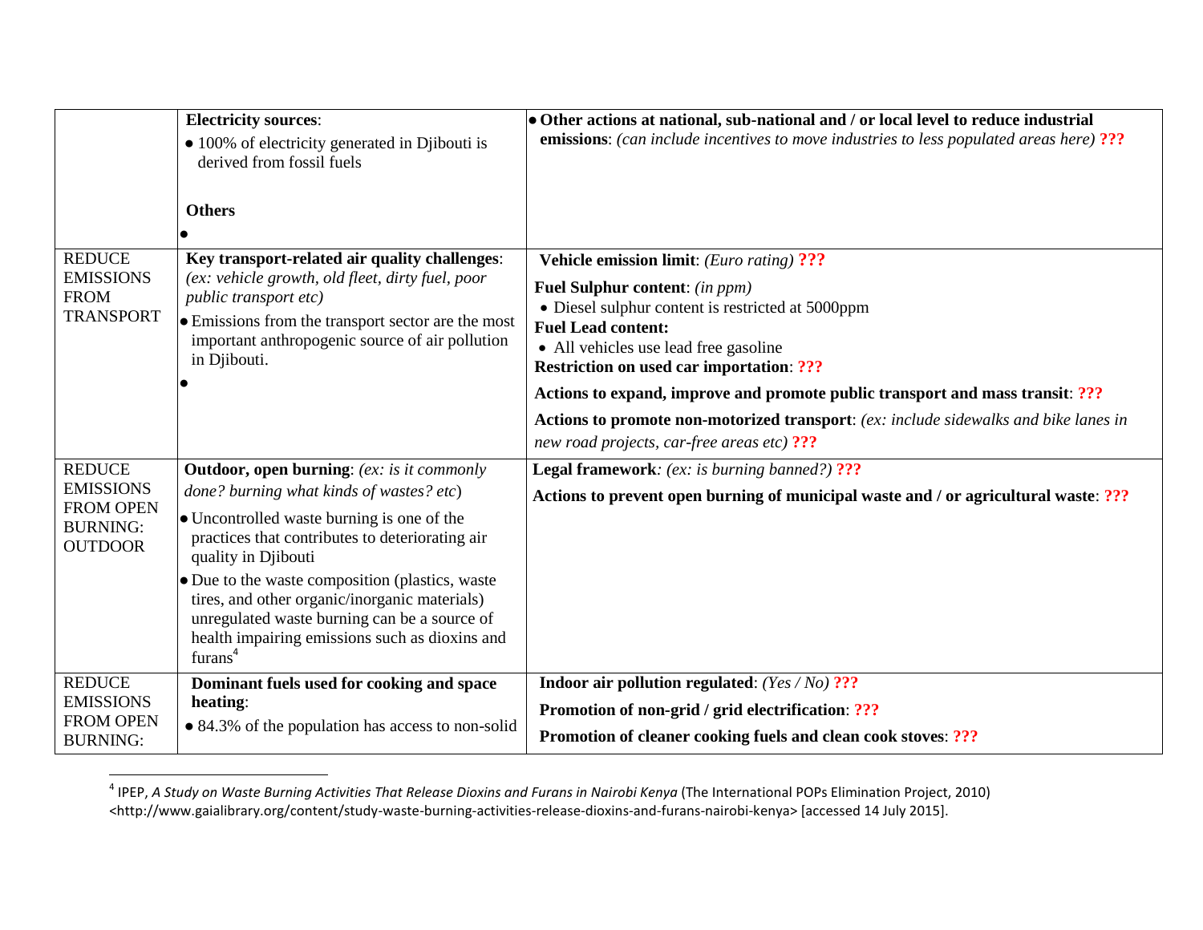| | | |
|---|---|---|
| | **Electricity sources**:<br>• 100% of electricity generated in Djibouti is derived from fossil fuels<br><br>**Others**<br>• | • **Other actions at national, sub-national and / or local level to reduce industrial emissions**: *(can include incentives to move industries to less populated areas here)* **???** |
| REDUCE EMISSIONS FROM TRANSPORT | **Key transport-related air quality challenges**: *(ex: vehicle growth, old fleet, dirty fuel, poor public transport etc)*<br>• Emissions from the transport sector are the most important anthropogenic source of air pollution in Djibouti.<br>• | **Vehicle emission limit**: *(Euro rating)* **???**<br>**Fuel Sulphur content**: *(in ppm)*<br>• Diesel sulphur content is restricted at 5000ppm<br>**Fuel Lead content:**<br>• All vehicles use lead free gasoline<br>**Restriction on used car importation**: **???**<br>**Actions to expand, improve and promote public transport and mass transit**: **???**<br>**Actions to promote non-motorized transport**: *(ex: include sidewalks and bike lanes in new road projects, car-free areas etc)* **???** |
| REDUCE EMISSIONS FROM OPEN BURNING: OUTDOOR | **Outdoor, open burning**: *(ex: is it commonly done? burning what kinds of wastes? etc)*<br>• Uncontrolled waste burning is one of the practices that contributes to deteriorating air quality in Djibouti<br>• Due to the waste composition (plastics, waste tires, and other organic/inorganic materials) unregulated waste burning can be a source of health impairing emissions such as dioxins and furans[4] | **Legal framework**: *(ex: is burning banned?)* **???**<br>**Actions to prevent open burning of municipal waste and / or agricultural waste**: **???** |
| REDUCE EMISSIONS FROM OPEN BURNING: | **Dominant fuels used for cooking and space heating**:<br>• 84.3% of the population has access to non-solid | **Indoor air pollution regulated**: *(Yes / No)* **???**<br>**Promotion of non-grid / grid electrification**: **???**<br>**Promotion of cleaner cooking fuels and clean cook stoves**: **???** |

[4] IPEP, *A Study on Waste Burning Activities That Release Dioxins and Furans in Nairobi Kenya* (The International POPs Elimination Project, 2010) <http://www.gaialibrary.org/content/study-waste-burning-activities-release-dioxins-and-furans-nairobi-kenya> [accessed 14 July 2015].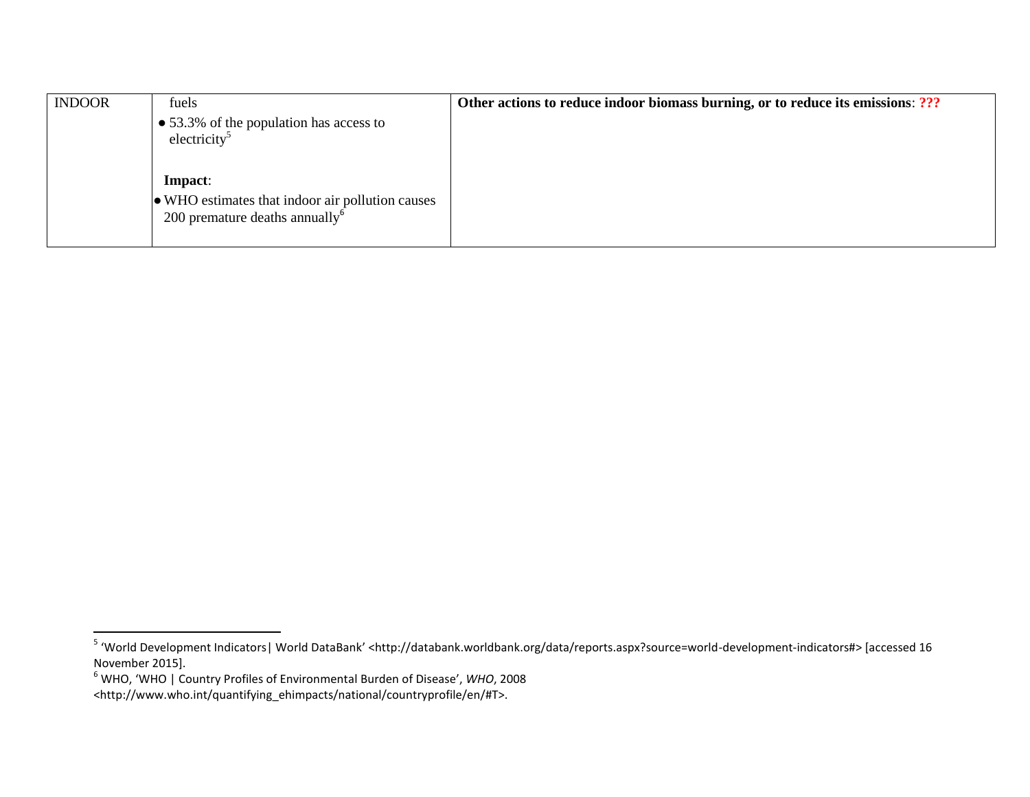| | | |
|---|---|---|
| INDOOR | fuels<br>• 53.3% of the population has access to electricity[5]<br><br>**Impact**:<br>• WHO estimates that indoor air pollution causes 200 premature deaths annually[6] | **Other actions to reduce indoor biomass burning, or to reduce its emissions**: **???** |

[5] 'World Development Indicators| World DataBank' <http://databank.worldbank.org/data/reports.aspx?source=world-development-indicators#> [accessed 16 November 2015].

[6] WHO, 'WHO | Country Profiles of Environmental Burden of Disease', *WHO*, 2008 <http://www.who.int/quantifying_ehimpacts/national/countryprofile/en/#T>.